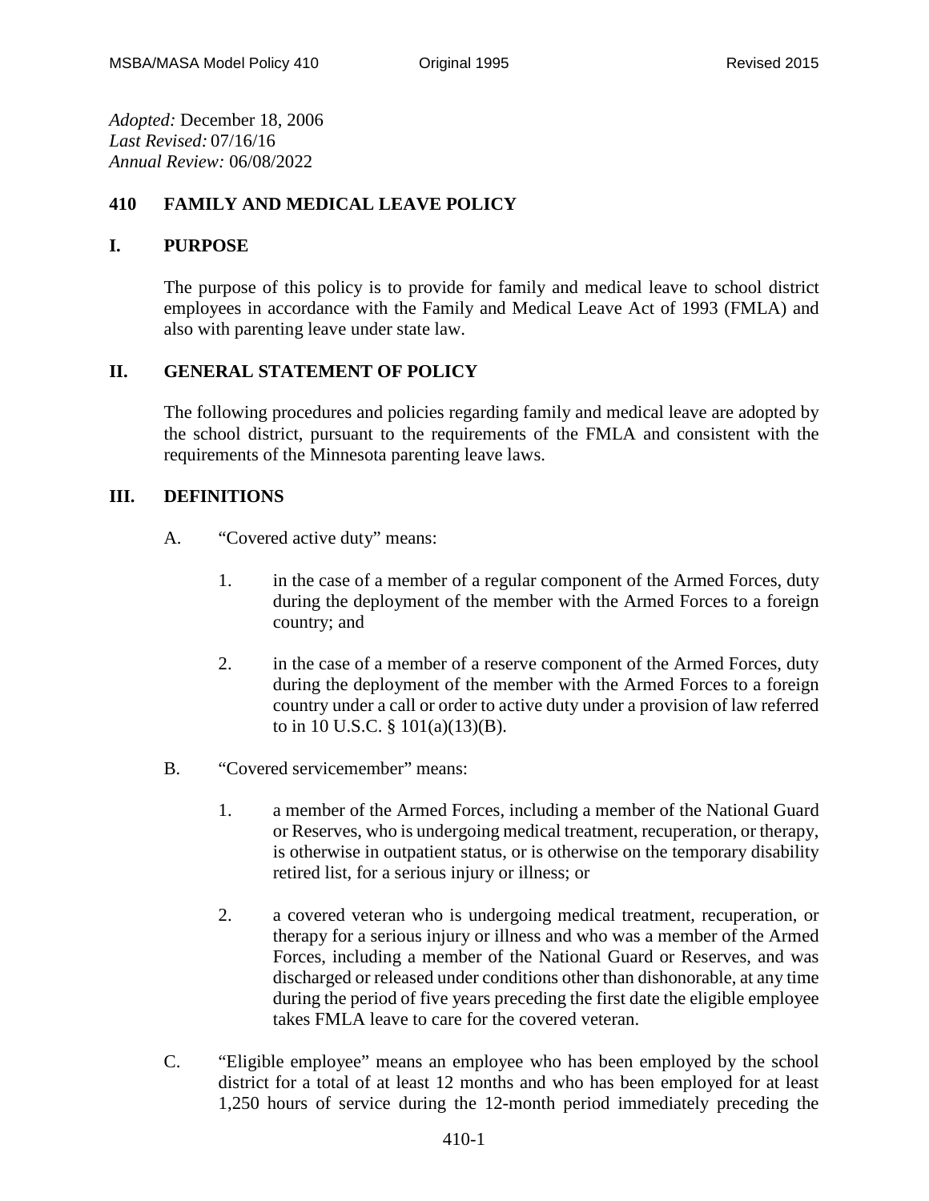*Adopted:* December 18, 2006
*Last Revised:* 07/16/16
*Annual Review:* 06/08/2022

# 410 FAMILY AND MEDICAL LEAVE POLICY

## I. PURPOSE

The purpose of this policy is to provide for family and medical leave to school district employees in accordance with the Family and Medical Leave Act of 1993 (FMLA) and also with parenting leave under state law.

## II. GENERAL STATEMENT OF POLICY

The following procedures and policies regarding family and medical leave are adopted by the school district, pursuant to the requirements of the FMLA and consistent with the requirements of the Minnesota parenting leave laws.

## III. DEFINITIONS

A. "Covered active duty" means:

1. in the case of a member of a regular component of the Armed Forces, duty during the deployment of the member with the Armed Forces to a foreign country; and

2. in the case of a member of a reserve component of the Armed Forces, duty during the deployment of the member with the Armed Forces to a foreign country under a call or order to active duty under a provision of law referred to in 10 U.S.C. § 101(a)(13)(B).

B. "Covered servicemember" means:

1. a member of the Armed Forces, including a member of the National Guard or Reserves, who is undergoing medical treatment, recuperation, or therapy, is otherwise in outpatient status, or is otherwise on the temporary disability retired list, for a serious injury or illness; or

2. a covered veteran who is undergoing medical treatment, recuperation, or therapy for a serious injury or illness and who was a member of the Armed Forces, including a member of the National Guard or Reserves, and was discharged or released under conditions other than dishonorable, at any time during the period of five years preceding the first date the eligible employee takes FMLA leave to care for the covered veteran.

C. "Eligible employee" means an employee who has been employed by the school district for a total of at least 12 months and who has been employed for at least 1,250 hours of service during the 12-month period immediately preceding the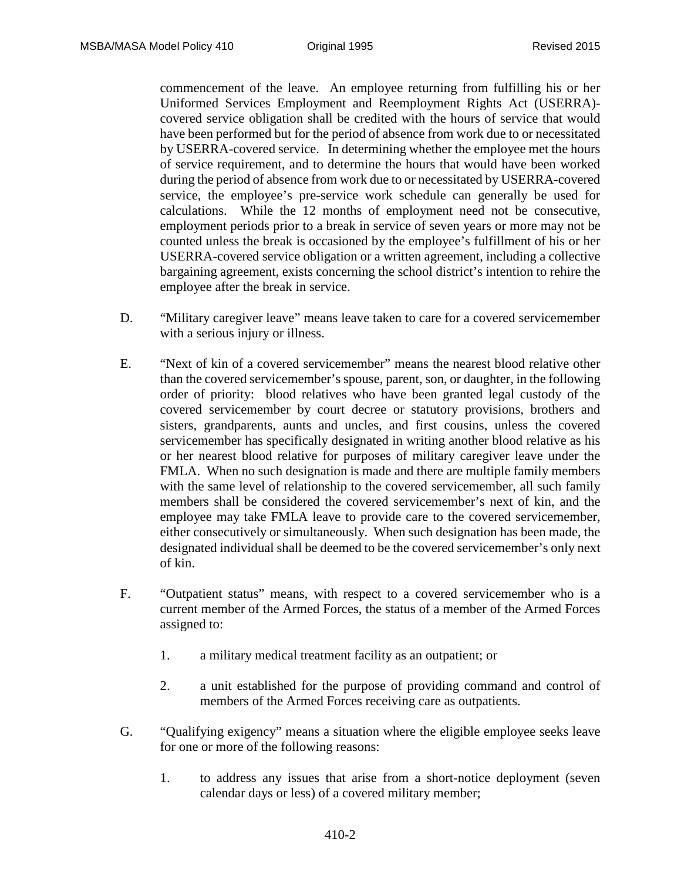commencement of the leave. An employee returning from fulfilling his or her Uniformed Services Employment and Reemployment Rights Act (USERRA)-covered service obligation shall be credited with the hours of service that would have been performed but for the period of absence from work due to or necessitated by USERRA-covered service. In determining whether the employee met the hours of service requirement, and to determine the hours that would have been worked during the period of absence from work due to or necessitated by USERRA-covered service, the employee's pre-service work schedule can generally be used for calculations. While the 12 months of employment need not be consecutive, employment periods prior to a break in service of seven years or more may not be counted unless the break is occasioned by the employee's fulfillment of his or her USERRA-covered service obligation or a written agreement, including a collective bargaining agreement, exists concerning the school district's intention to rehire the employee after the break in service.

D. "Military caregiver leave" means leave taken to care for a covered servicemember with a serious injury or illness.

E. "Next of kin of a covered servicemember" means the nearest blood relative other than the covered servicemember's spouse, parent, son, or daughter, in the following order of priority: blood relatives who have been granted legal custody of the covered servicemember by court decree or statutory provisions, brothers and sisters, grandparents, aunts and uncles, and first cousins, unless the covered servicemember has specifically designated in writing another blood relative as his or her nearest blood relative for purposes of military caregiver leave under the FMLA. When no such designation is made and there are multiple family members with the same level of relationship to the covered servicemember, all such family members shall be considered the covered servicemember's next of kin, and the employee may take FMLA leave to provide care to the covered servicemember, either consecutively or simultaneously. When such designation has been made, the designated individual shall be deemed to be the covered servicemember's only next of kin.

F. "Outpatient status" means, with respect to a covered servicemember who is a current member of the Armed Forces, the status of a member of the Armed Forces assigned to:

1. a military medical treatment facility as an outpatient; or

2. a unit established for the purpose of providing command and control of members of the Armed Forces receiving care as outpatients.

G. "Qualifying exigency" means a situation where the eligible employee seeks leave for one or more of the following reasons:

1. to address any issues that arise from a short-notice deployment (seven calendar days or less) of a covered military member;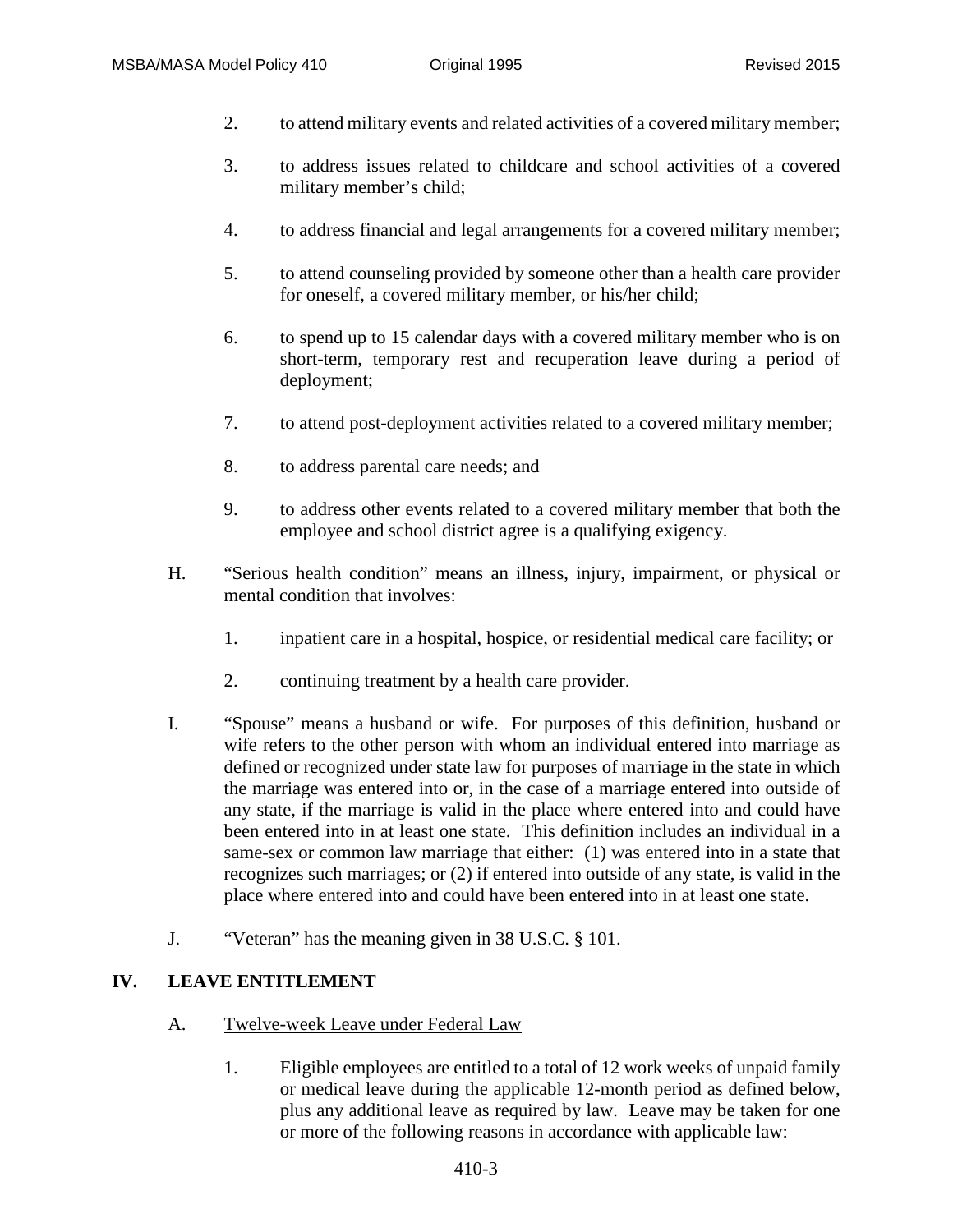2. to attend military events and related activities of a covered military member;

3. to address issues related to childcare and school activities of a covered military member's child;

4. to address financial and legal arrangements for a covered military member;

5. to attend counseling provided by someone other than a health care provider for oneself, a covered military member, or his/her child;

6. to spend up to 15 calendar days with a covered military member who is on short-term, temporary rest and recuperation leave during a period of deployment;

7. to attend post-deployment activities related to a covered military member;

8. to address parental care needs; and

9. to address other events related to a covered military member that both the employee and school district agree is a qualifying exigency.

H. "Serious health condition" means an illness, injury, impairment, or physical or mental condition that involves:

1. inpatient care in a hospital, hospice, or residential medical care facility; or

2. continuing treatment by a health care provider.

I. "Spouse" means a husband or wife. For purposes of this definition, husband or wife refers to the other person with whom an individual entered into marriage as defined or recognized under state law for purposes of marriage in the state in which the marriage was entered into or, in the case of a marriage entered into outside of any state, if the marriage is valid in the place where entered into and could have been entered into in at least one state. This definition includes an individual in a same-sex or common law marriage that either: (1) was entered into in a state that recognizes such marriages; or (2) if entered into outside of any state, is valid in the place where entered into and could have been entered into in at least one state.

J. "Veteran" has the meaning given in 38 U.S.C. § 101.

## IV. LEAVE ENTITLEMENT

A. Twelve-week Leave under Federal Law

1. Eligible employees are entitled to a total of 12 work weeks of unpaid family or medical leave during the applicable 12-month period as defined below, plus any additional leave as required by law. Leave may be taken for one or more of the following reasons in accordance with applicable law: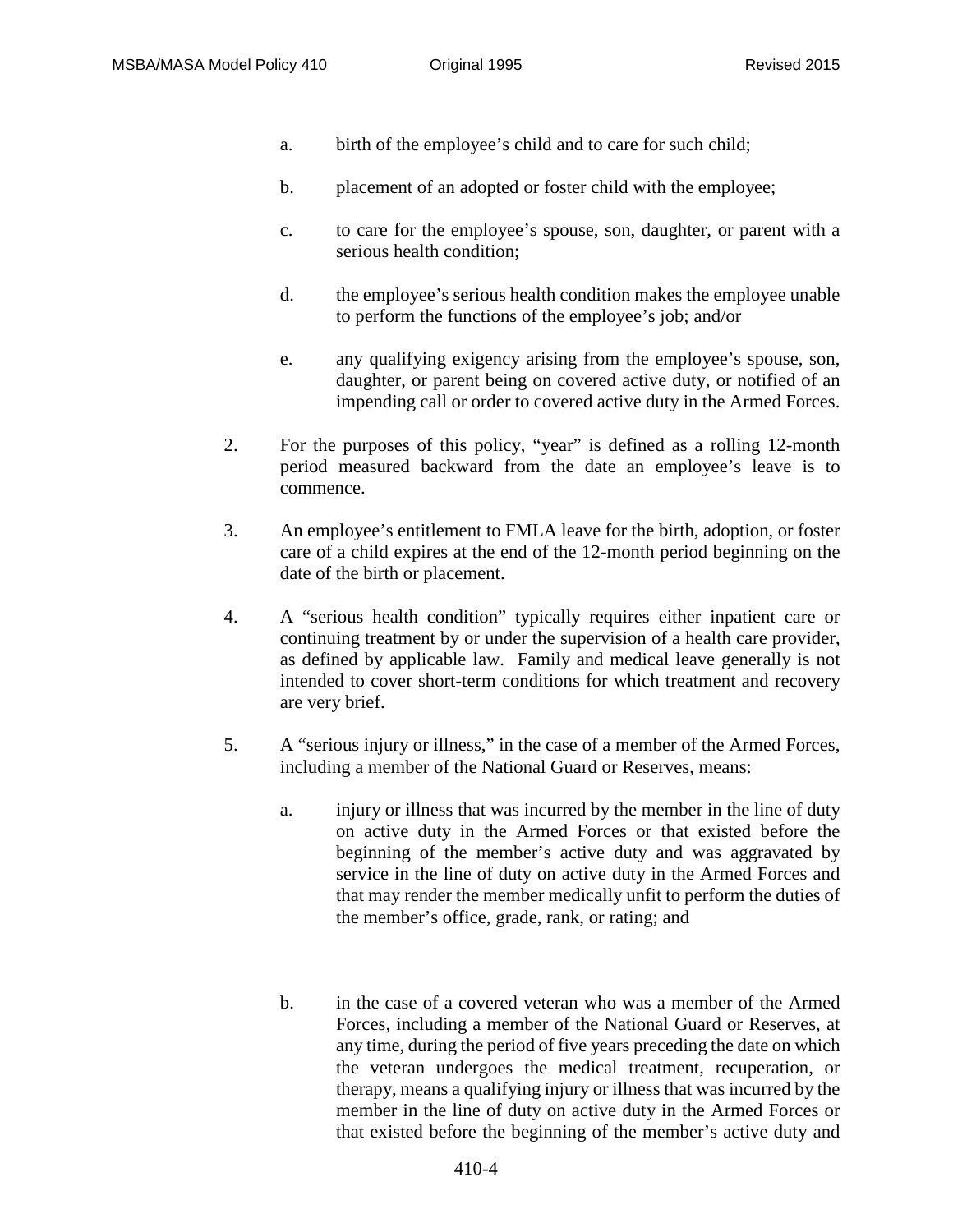a. birth of the employee's child and to care for such child;

b. placement of an adopted or foster child with the employee;

c. to care for the employee's spouse, son, daughter, or parent with a serious health condition;

d. the employee's serious health condition makes the employee unable to perform the functions of the employee's job; and/or

e. any qualifying exigency arising from the employee's spouse, son, daughter, or parent being on covered active duty, or notified of an impending call or order to covered active duty in the Armed Forces.

2. For the purposes of this policy, "year" is defined as a rolling 12-month period measured backward from the date an employee's leave is to commence.

3. An employee's entitlement to FMLA leave for the birth, adoption, or foster care of a child expires at the end of the 12-month period beginning on the date of the birth or placement.

4. A "serious health condition" typically requires either inpatient care or continuing treatment by or under the supervision of a health care provider, as defined by applicable law. Family and medical leave generally is not intended to cover short-term conditions for which treatment and recovery are very brief.

5. A "serious injury or illness," in the case of a member of the Armed Forces, including a member of the National Guard or Reserves, means:

   a. injury or illness that was incurred by the member in the line of duty on active duty in the Armed Forces or that existed before the beginning of the member's active duty and was aggravated by service in the line of duty on active duty in the Armed Forces and that may render the member medically unfit to perform the duties of the member's office, grade, rank, or rating; and

   b. in the case of a covered veteran who was a member of the Armed Forces, including a member of the National Guard or Reserves, at any time, during the period of five years preceding the date on which the veteran undergoes the medical treatment, recuperation, or therapy, means a qualifying injury or illness that was incurred by the member in the line of duty on active duty in the Armed Forces or that existed before the beginning of the member's active duty and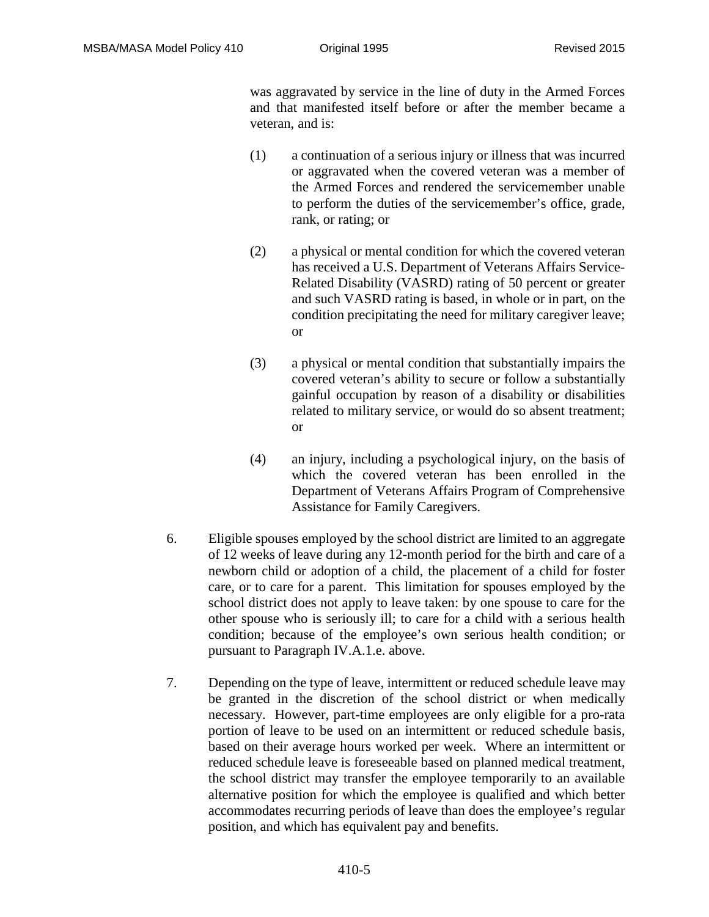was aggravated by service in the line of duty in the Armed Forces and that manifested itself before or after the member became a veteran, and is:

(1) a continuation of a serious injury or illness that was incurred or aggravated when the covered veteran was a member of the Armed Forces and rendered the servicemember unable to perform the duties of the servicemember's office, grade, rank, or rating; or

(2) a physical or mental condition for which the covered veteran has received a U.S. Department of Veterans Affairs Service-Related Disability (VASRD) rating of 50 percent or greater and such VASRD rating is based, in whole or in part, on the condition precipitating the need for military caregiver leave; or

(3) a physical or mental condition that substantially impairs the covered veteran's ability to secure or follow a substantially gainful occupation by reason of a disability or disabilities related to military service, or would do so absent treatment; or

(4) an injury, including a psychological injury, on the basis of which the covered veteran has been enrolled in the Department of Veterans Affairs Program of Comprehensive Assistance for Family Caregivers.

6. Eligible spouses employed by the school district are limited to an aggregate of 12 weeks of leave during any 12-month period for the birth and care of a newborn child or adoption of a child, the placement of a child for foster care, or to care for a parent. This limitation for spouses employed by the school district does not apply to leave taken: by one spouse to care for the other spouse who is seriously ill; to care for a child with a serious health condition; because of the employee's own serious health condition; or pursuant to Paragraph IV.A.1.e. above.

7. Depending on the type of leave, intermittent or reduced schedule leave may be granted in the discretion of the school district or when medically necessary. However, part-time employees are only eligible for a pro-rata portion of leave to be used on an intermittent or reduced schedule basis, based on their average hours worked per week. Where an intermittent or reduced schedule leave is foreseeable based on planned medical treatment, the school district may transfer the employee temporarily to an available alternative position for which the employee is qualified and which better accommodates recurring periods of leave than does the employee's regular position, and which has equivalent pay and benefits.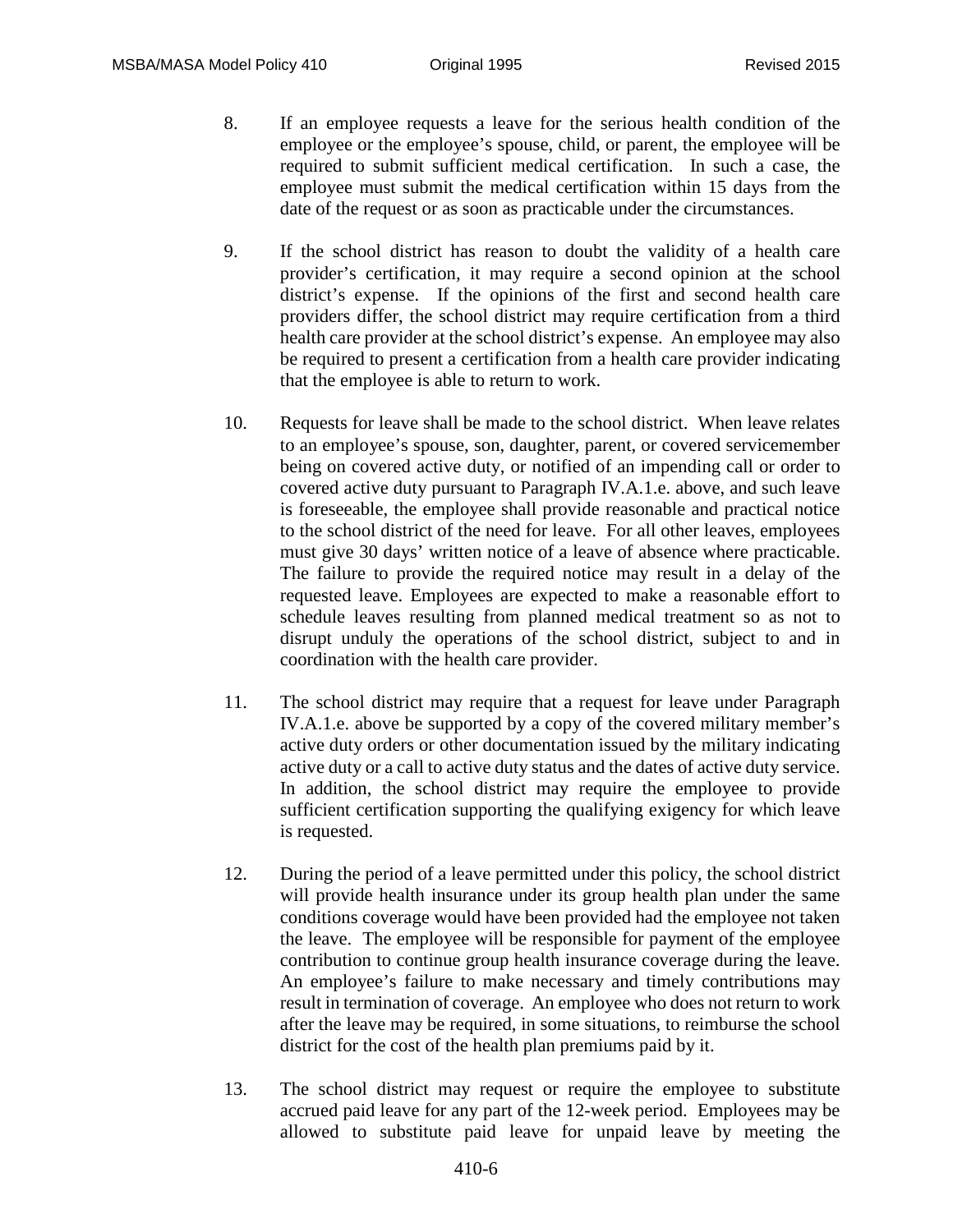8. If an employee requests a leave for the serious health condition of the employee or the employee's spouse, child, or parent, the employee will be required to submit sufficient medical certification. In such a case, the employee must submit the medical certification within 15 days from the date of the request or as soon as practicable under the circumstances.

9. If the school district has reason to doubt the validity of a health care provider's certification, it may require a second opinion at the school district's expense. If the opinions of the first and second health care providers differ, the school district may require certification from a third health care provider at the school district's expense. An employee may also be required to present a certification from a health care provider indicating that the employee is able to return to work.

10. Requests for leave shall be made to the school district. When leave relates to an employee's spouse, son, daughter, parent, or covered servicemember being on covered active duty, or notified of an impending call or order to covered active duty pursuant to Paragraph IV.A.1.e. above, and such leave is foreseeable, the employee shall provide reasonable and practical notice to the school district of the need for leave. For all other leaves, employees must give 30 days' written notice of a leave of absence where practicable. The failure to provide the required notice may result in a delay of the requested leave. Employees are expected to make a reasonable effort to schedule leaves resulting from planned medical treatment so as not to disrupt unduly the operations of the school district, subject to and in coordination with the health care provider.

11. The school district may require that a request for leave under Paragraph IV.A.1.e. above be supported by a copy of the covered military member's active duty orders or other documentation issued by the military indicating active duty or a call to active duty status and the dates of active duty service. In addition, the school district may require the employee to provide sufficient certification supporting the qualifying exigency for which leave is requested.

12. During the period of a leave permitted under this policy, the school district will provide health insurance under its group health plan under the same conditions coverage would have been provided had the employee not taken the leave. The employee will be responsible for payment of the employee contribution to continue group health insurance coverage during the leave. An employee's failure to make necessary and timely contributions may result in termination of coverage. An employee who does not return to work after the leave may be required, in some situations, to reimburse the school district for the cost of the health plan premiums paid by it.

13. The school district may request or require the employee to substitute accrued paid leave for any part of the 12-week period. Employees may be allowed to substitute paid leave for unpaid leave by meeting the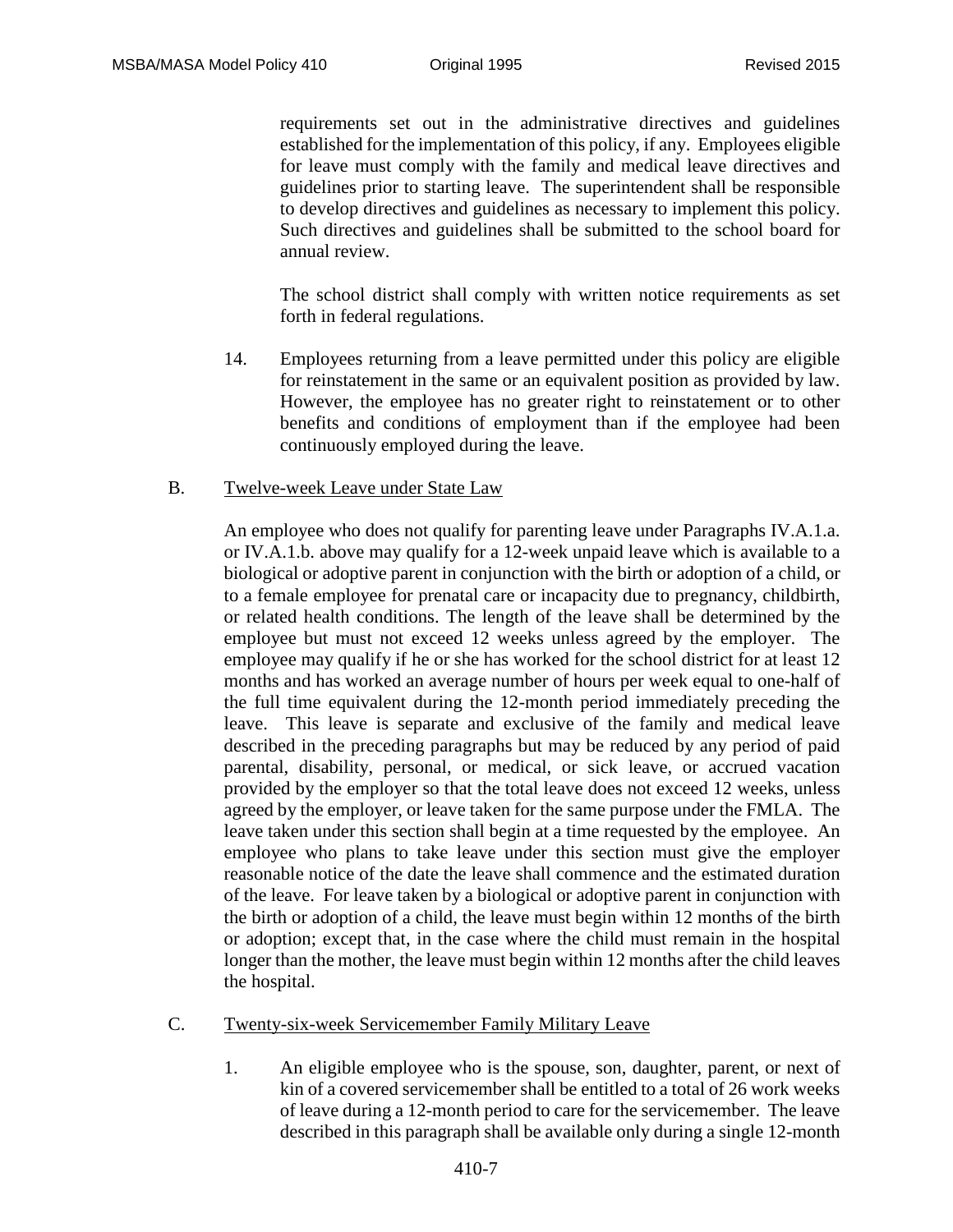requirements set out in the administrative directives and guidelines established for the implementation of this policy, if any. Employees eligible for leave must comply with the family and medical leave directives and guidelines prior to starting leave. The superintendent shall be responsible to develop directives and guidelines as necessary to implement this policy. Such directives and guidelines shall be submitted to the school board for annual review.

The school district shall comply with written notice requirements as set forth in federal regulations.

14. Employees returning from a leave permitted under this policy are eligible for reinstatement in the same or an equivalent position as provided by law. However, the employee has no greater right to reinstatement or to other benefits and conditions of employment than if the employee had been continuously employed during the leave.

B. Twelve-week Leave under State Law

An employee who does not qualify for parenting leave under Paragraphs IV.A.1.a. or IV.A.1.b. above may qualify for a 12-week unpaid leave which is available to a biological or adoptive parent in conjunction with the birth or adoption of a child, or to a female employee for prenatal care or incapacity due to pregnancy, childbirth, or related health conditions. The length of the leave shall be determined by the employee but must not exceed 12 weeks unless agreed by the employer. The employee may qualify if he or she has worked for the school district for at least 12 months and has worked an average number of hours per week equal to one-half of the full time equivalent during the 12-month period immediately preceding the leave. This leave is separate and exclusive of the family and medical leave described in the preceding paragraphs but may be reduced by any period of paid parental, disability, personal, or medical, or sick leave, or accrued vacation provided by the employer so that the total leave does not exceed 12 weeks, unless agreed by the employer, or leave taken for the same purpose under the FMLA. The leave taken under this section shall begin at a time requested by the employee. An employee who plans to take leave under this section must give the employer reasonable notice of the date the leave shall commence and the estimated duration of the leave. For leave taken by a biological or adoptive parent in conjunction with the birth or adoption of a child, the leave must begin within 12 months of the birth or adoption; except that, in the case where the child must remain in the hospital longer than the mother, the leave must begin within 12 months after the child leaves the hospital.

C. Twenty-six-week Servicemember Family Military Leave

1. An eligible employee who is the spouse, son, daughter, parent, or next of kin of a covered servicemember shall be entitled to a total of 26 work weeks of leave during a 12-month period to care for the servicemember. The leave described in this paragraph shall be available only during a single 12-month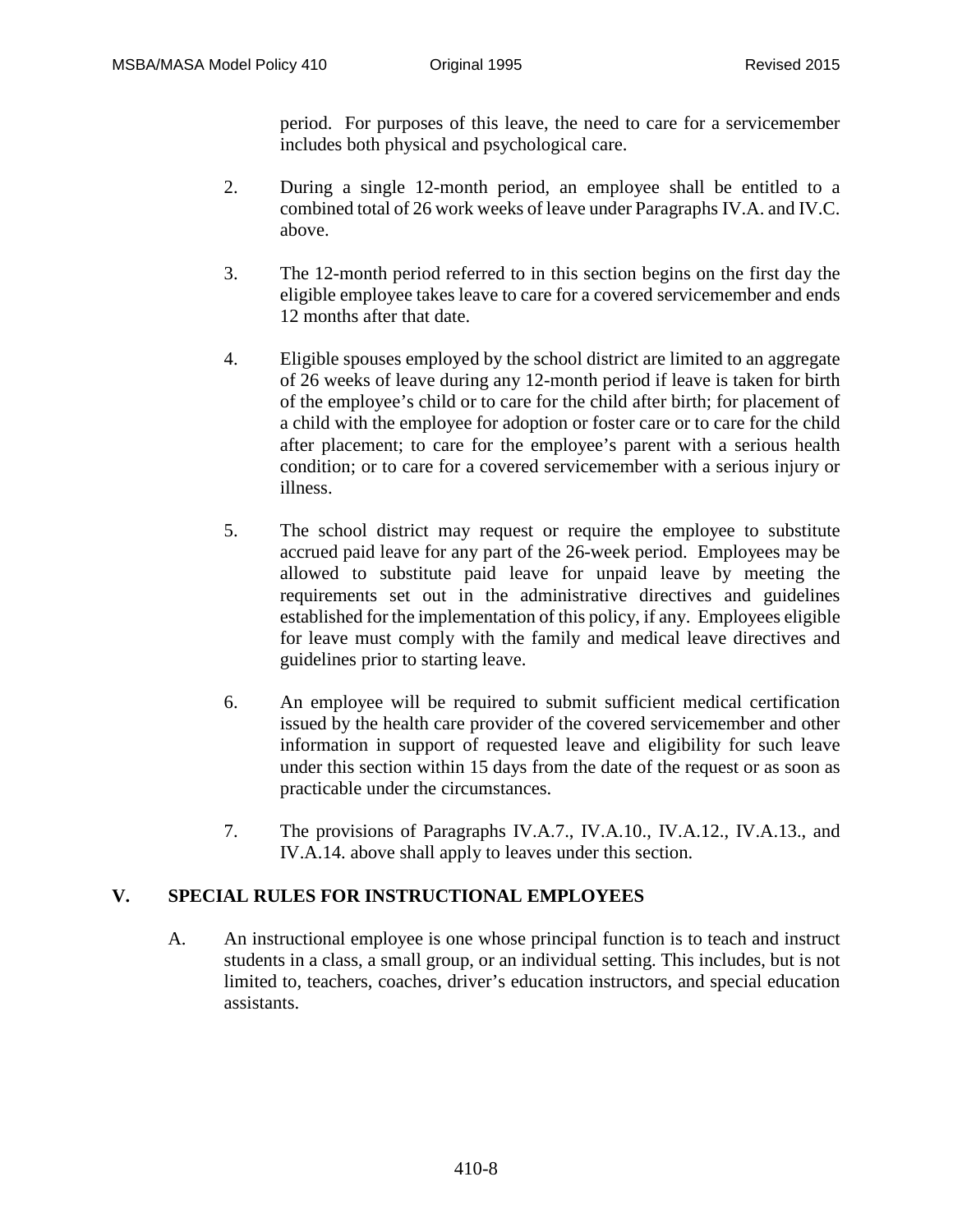period. For purposes of this leave, the need to care for a servicemember includes both physical and psychological care.

2. During a single 12-month period, an employee shall be entitled to a combined total of 26 work weeks of leave under Paragraphs IV.A. and IV.C. above.

3. The 12-month period referred to in this section begins on the first day the eligible employee takes leave to care for a covered servicemember and ends 12 months after that date.

4. Eligible spouses employed by the school district are limited to an aggregate of 26 weeks of leave during any 12-month period if leave is taken for birth of the employee's child or to care for the child after birth; for placement of a child with the employee for adoption or foster care or to care for the child after placement; to care for the employee's parent with a serious health condition; or to care for a covered servicemember with a serious injury or illness.

5. The school district may request or require the employee to substitute accrued paid leave for any part of the 26-week period. Employees may be allowed to substitute paid leave for unpaid leave by meeting the requirements set out in the administrative directives and guidelines established for the implementation of this policy, if any. Employees eligible for leave must comply with the family and medical leave directives and guidelines prior to starting leave.

6. An employee will be required to submit sufficient medical certification issued by the health care provider of the covered servicemember and other information in support of requested leave and eligibility for such leave under this section within 15 days from the date of the request or as soon as practicable under the circumstances.

7. The provisions of Paragraphs IV.A.7., IV.A.10., IV.A.12., IV.A.13., and IV.A.14. above shall apply to leaves under this section.

## V. SPECIAL RULES FOR INSTRUCTIONAL EMPLOYEES

A. An instructional employee is one whose principal function is to teach and instruct students in a class, a small group, or an individual setting. This includes, but is not limited to, teachers, coaches, driver's education instructors, and special education assistants.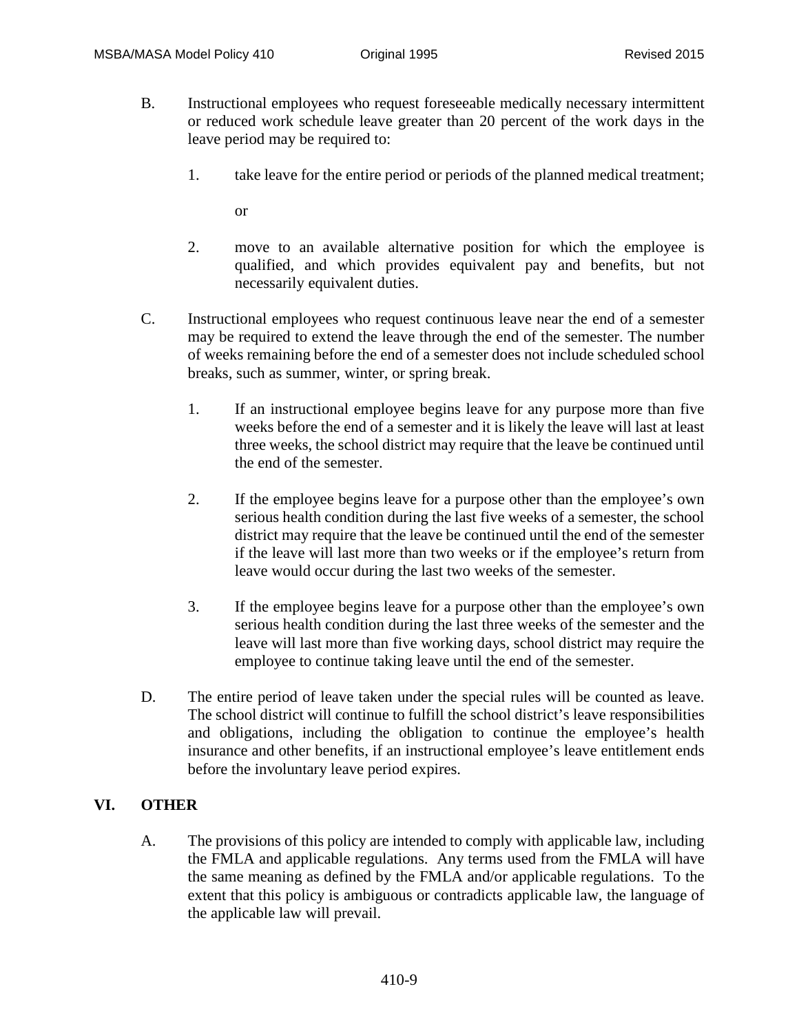B. Instructional employees who request foreseeable medically necessary intermittent or reduced work schedule leave greater than 20 percent of the work days in the leave period may be required to:

   1. take leave for the entire period or periods of the planned medical treatment;

      or

   2. move to an available alternative position for which the employee is qualified, and which provides equivalent pay and benefits, but not necessarily equivalent duties.

C. Instructional employees who request continuous leave near the end of a semester may be required to extend the leave through the end of the semester. The number of weeks remaining before the end of a semester does not include scheduled school breaks, such as summer, winter, or spring break.

   1. If an instructional employee begins leave for any purpose more than five weeks before the end of a semester and it is likely the leave will last at least three weeks, the school district may require that the leave be continued until the end of the semester.

   2. If the employee begins leave for a purpose other than the employee's own serious health condition during the last five weeks of a semester, the school district may require that the leave be continued until the end of the semester if the leave will last more than two weeks or if the employee's return from leave would occur during the last two weeks of the semester.

   3. If the employee begins leave for a purpose other than the employee's own serious health condition during the last three weeks of the semester and the leave will last more than five working days, school district may require the employee to continue taking leave until the end of the semester.

D. The entire period of leave taken under the special rules will be counted as leave. The school district will continue to fulfill the school district's leave responsibilities and obligations, including the obligation to continue the employee's health insurance and other benefits, if an instructional employee's leave entitlement ends before the involuntary leave period expires.

## VI. OTHER

A. The provisions of this policy are intended to comply with applicable law, including the FMLA and applicable regulations. Any terms used from the FMLA will have the same meaning as defined by the FMLA and/or applicable regulations. To the extent that this policy is ambiguous or contradicts applicable law, the language of the applicable law will prevail.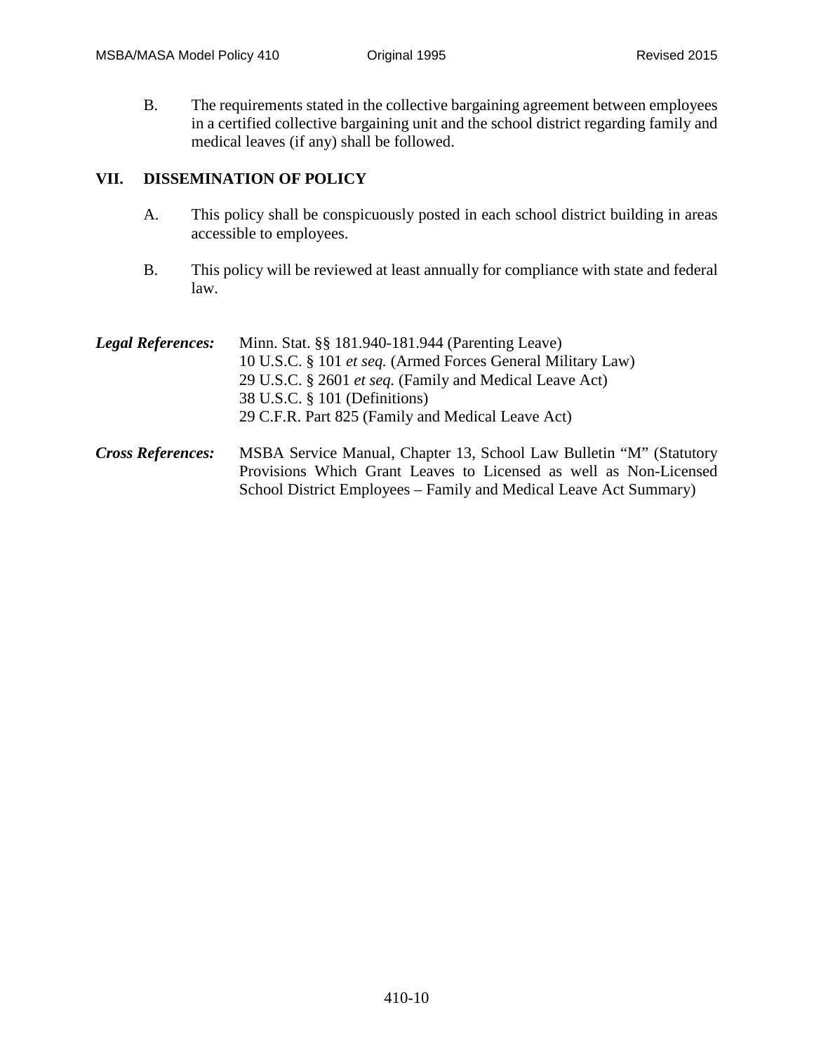B. The requirements stated in the collective bargaining agreement between employees in a certified collective bargaining unit and the school district regarding family and medical leaves (if any) shall be followed.

## VII. DISSEMINATION OF POLICY

A. This policy shall be conspicuously posted in each school district building in areas accessible to employees.

B. This policy will be reviewed at least annually for compliance with state and federal law.

***Legal References:***
Minn. Stat. §§ 181.940-181.944 (Parenting Leave)
10 U.S.C. § 101 *et seq.* (Armed Forces General Military Law)
29 U.S.C. § 2601 *et seq.* (Family and Medical Leave Act)
38 U.S.C. § 101 (Definitions)
29 C.F.R. Part 825 (Family and Medical Leave Act)

***Cross References:***
MSBA Service Manual, Chapter 13, School Law Bulletin "M" (Statutory Provisions Which Grant Leaves to Licensed as well as Non-Licensed School District Employees – Family and Medical Leave Act Summary)